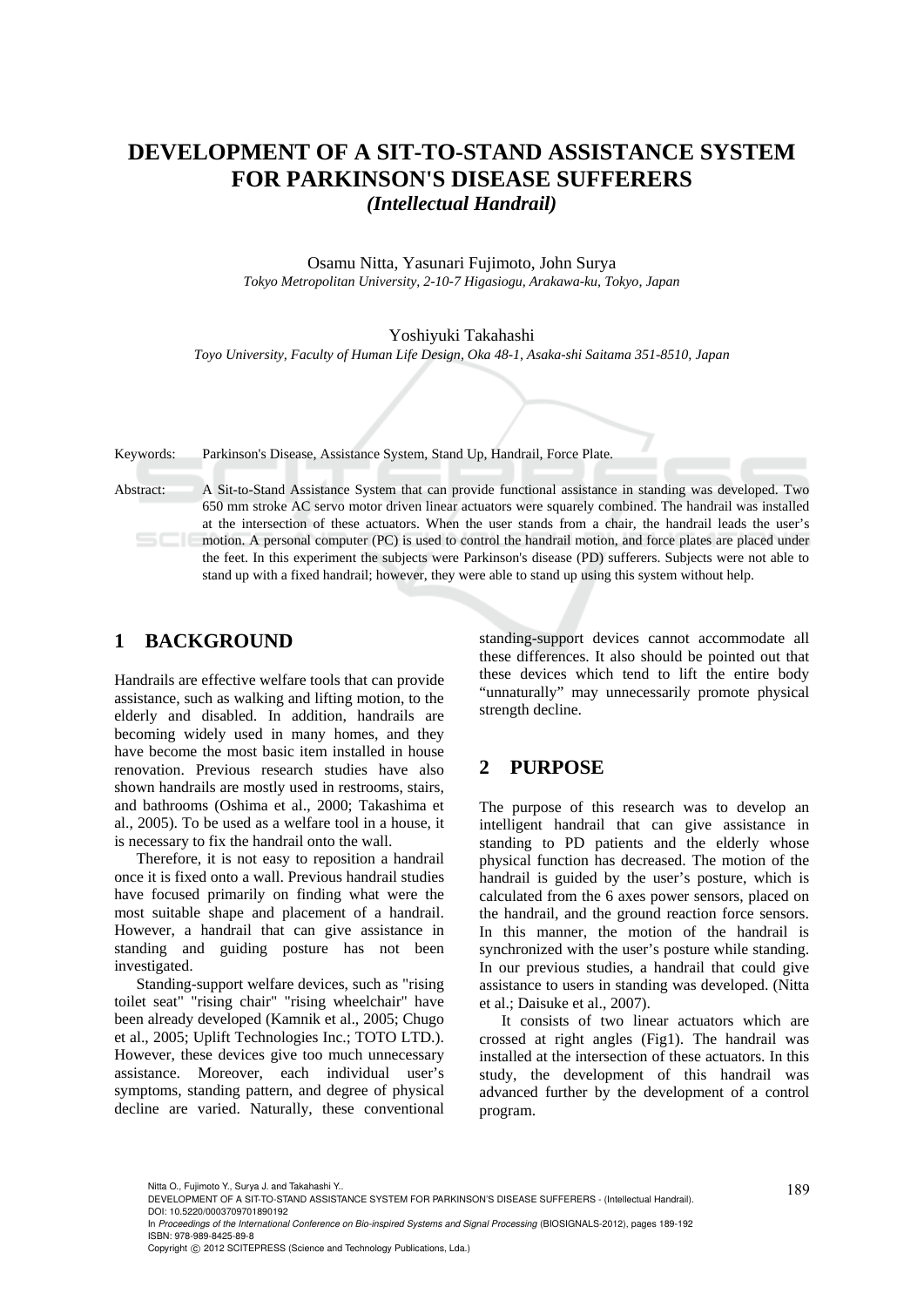# DEVELOPMENT OF A SIT-TO-STAND ASSISTANCE SYSTEM FOR PARKINSON'S DISEASE SUFFERERS

### *(Intellectual Handrail)*

Osamu Nitta, Yasunari Fujimoto, John Surya

*Tokyo Metropolitan University, 2-10-7 Higasiogu, Arakawa-ku, Tokyo, Japan*

Yoshiyuki Takahashi

*Toyo University, Faculty of Human Life Design, Oka 48-1, Asaka-shi Saitama 351-8510, Japan*

Keywords: Parkinson's Disease, Assistance System, Stand Up, Handrail, Force Plate.

Abstract: A Sit-to-Stand Assistance System that can provide functional assistance in standing was developed. Two 650 mm stroke AC servo motor driven linear actuators were squarely combined. The handrail was installed at the intersection of these actuators. When the user stands from a chair, the handrail leads the user's motion. A personal computer (PC) is used to control the handrail motion, and force plates are placed under the feet. In this experiment the subjects were Parkinson's disease (PD) sufferers. Subjects were not able to stand up with a fixed handrail; however, they were able to stand up using this system without help.

## 1 BACKGROUND

Handrails are effective welfare tools that can provide assistance, such as walking and lifting motion, to the elderly and disabled. In addition, handrails are becoming widely used in many homes, and they have become the most basic item installed in house renovation. Previous research studies have also shown handrails are mostly used in restrooms, stairs, and bathrooms (Oshima et al., 2000; Takashima et al., 2005). To be used as a welfare tool in a house, it is necessary to fix the handrail onto the wall.

Therefore, it is not easy to reposition a handrail once it is fixed onto a wall. Previous handrail studies have focused primarily on finding what were the most suitable shape and placement of a handrail. However, a handrail that can give assistance in standing and guiding posture has not been investigated.

Standing-support welfare devices, such as "rising toilet seat" "rising chair" "rising wheelchair" have been already developed (Kamnik et al., 2005; Chugo et al., 2005; Uplift Technologies Inc.; TOTO LTD.). However, these devices give too much unnecessary assistance. Moreover, each individual user's symptoms, standing pattern, and degree of physical decline are varied. Naturally, these conventional standing-support devices cannot accommodate all these differences. It also should be pointed out that these devices which tend to lift the entire body "unnaturally" may unnecessarily promote physical strength decline.

## 2 PURPOSE

The purpose of this research was to develop an intelligent handrail that can give assistance in standing to PD patients and the elderly whose physical function has decreased. The motion of the handrail is guided by the user's posture, which is calculated from the 6 axes power sensors, placed on the handrail, and the ground reaction force sensors. In this manner, the motion of the handrail is synchronized with the user's posture while standing. In our previous studies, a handrail that could give assistance to users in standing was developed. (Nitta et al.; Daisuke et al., 2007).

It consists of two linear actuators which are crossed at right angles (Fig1). The handrail was installed at the intersection of these actuators. In this study, the development of this handrail was advanced further by the development of a control program.

Nitta O., Fujimoto Y., Surya J. and Takahashi Y..
DEVELOPMENT OF A SIT-TO-STAND ASSISTANCE SYSTEM FOR PARKINSON'S DISEASE SUFFERERS - (Intellectual Handrail).
DOI: 10.5220/0003709701890192
In *Proceedings of the International Conference on Bio-inspired Systems and Signal Processing* (BIOSIGNALS-2012), pages 189-192
ISBN: 978-989-8425-89-8
Copyright © 2012 SCITEPRESS (Science and Technology Publications, Lda.)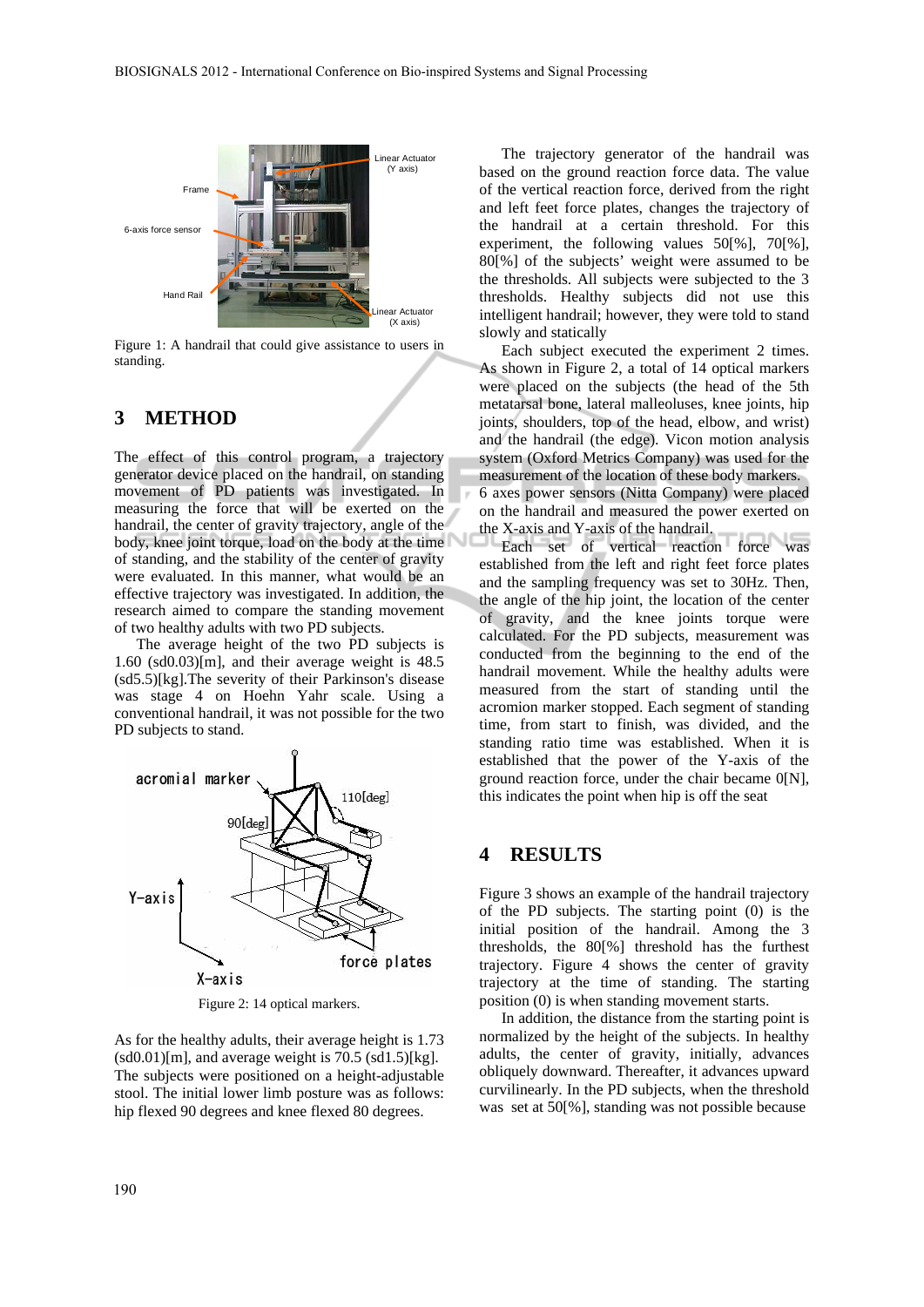Figure 1: A handrail that could give assistance to users in standing.

## 3 METHOD

The effect of this control program, a trajectory generator device placed on the handrail, on standing movement of PD patients was investigated. In measuring the force that will be exerted on the handrail, the center of gravity trajectory, angle of the body, knee joint torque, load on the body at the time of standing, and the stability of the center of gravity were evaluated. In this manner, what would be an effective trajectory was investigated. In addition, the research aimed to compare the standing movement of two healthy adults with two PD subjects.

The average height of the two PD subjects is 1.60 (sd0.03)[m], and their average weight is 48.5 (sd5.5)[kg].The severity of their Parkinson's disease was stage 4 on Hoehn Yahr scale. Using a conventional handrail, it was not possible for the two PD subjects to stand.

Figure 2: 14 optical markers.

As for the healthy adults, their average height is 1.73 (sd0.01)[m], and average weight is 70.5 (sd1.5)[kg]. The subjects were positioned on a height-adjustable stool. The initial lower limb posture was as follows: hip flexed 90 degrees and knee flexed 80 degrees.

The trajectory generator of the handrail was based on the ground reaction force data. The value of the vertical reaction force, derived from the right and left feet force plates, changes the trajectory of the handrail at a certain threshold. For this experiment, the following values 50[%], 70[%], 80[%] of the subjects' weight were assumed to be the thresholds. All subjects were subjected to the 3 thresholds. Healthy subjects did not use this intelligent handrail; however, they were told to stand slowly and statically

Each subject executed the experiment 2 times. As shown in Figure 2, a total of 14 optical markers were placed on the subjects (the head of the 5th metatarsal bone, lateral malleoluses, knee joints, hip joints, shoulders, top of the head, elbow, and wrist) and the handrail (the edge). Vicon motion analysis system (Oxford Metrics Company) was used for the measurement of the location of these body markers. 6 axes power sensors (Nitta Company) were placed on the handrail and measured the power exerted on the X-axis and Y-axis of the handrail.

Each set of vertical reaction force was established from the left and right feet force plates and the sampling frequency was set to 30Hz. Then, the angle of the hip joint, the location of the center of gravity, and the knee joints torque were calculated. For the PD subjects, measurement was conducted from the beginning to the end of the handrail movement. While the healthy adults were measured from the start of standing until the acromion marker stopped. Each segment of standing time, from start to finish, was divided, and the standing ratio time was established. When it is established that the power of the Y-axis of the ground reaction force, under the chair became 0[N], this indicates the point when hip is off the seat

## 4 RESULTS

Figure 3 shows an example of the handrail trajectory of the PD subjects. The starting point (0) is the initial position of the handrail. Among the 3 thresholds, the 80[%] threshold has the furthest trajectory. Figure 4 shows the center of gravity trajectory at the time of standing. The starting position (0) is when standing movement starts.

In addition, the distance from the starting point is normalized by the height of the subjects. In healthy adults, the center of gravity, initially, advances obliquely downward. Thereafter, it advances upward curvilinearly. In the PD subjects, when the threshold was set at 50[%], standing was not possible because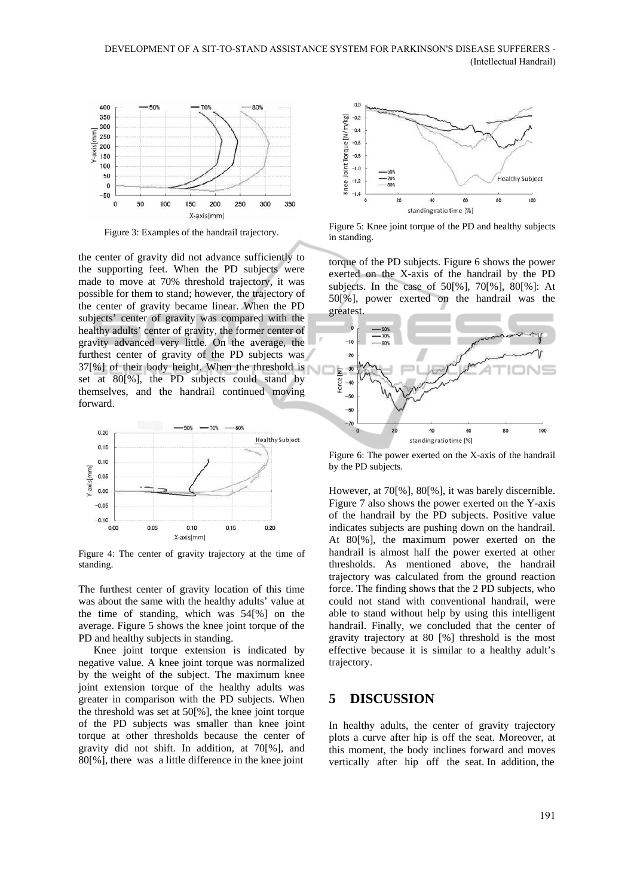Figure 3: Examples of the handrail trajectory.

the center of gravity did not advance sufficiently to the supporting feet. When the PD subjects were made to move at 70% threshold trajectory, it was possible for them to stand; however, the trajectory of the center of gravity became linear. When the PD subjects' center of gravity was compared with the healthy adults' center of gravity, the former center of gravity advanced very little. On the average, the furthest center of gravity of the PD subjects was 37[%] of their body height. When the threshold is set at 80[%], the PD subjects could stand by themselves, and the handrail continued moving forward.

Figure 4: The center of gravity trajectory at the time of standing.

The furthest center of gravity location of this time was about the same with the healthy adults' value at the time of standing, which was 54[%] on the average. Figure 5 shows the knee joint torque of the PD and healthy subjects in standing.

Knee joint torque extension is indicated by negative value. A knee joint torque was normalized by the weight of the subject. The maximum knee joint extension torque of the healthy adults was greater in comparison with the PD subjects. When the threshold was set at 50[%], the knee joint torque of the PD subjects was smaller than knee joint torque at other thresholds because the center of gravity did not shift. In addition, at 70[%], and 80[%], there was a little difference in the knee joint torque of the PD subjects. Figure 6 shows the power exerted on the X-axis of the handrail by the PD subjects. In the case of 50[%], 70[%], 80[%]: At 50[%], power exerted on the handrail was the greatest.

Figure 5: Knee joint torque of the PD and healthy subjects in standing.

Figure 6: The power exerted on the X-axis of the handrail by the PD subjects.

However, at 70[%], 80[%], it was barely discernible. Figure 7 also shows the power exerted on the Y-axis of the handrail by the PD subjects. Positive value indicates subjects are pushing down on the handrail. At 80[%], the maximum power exerted on the handrail is almost half the power exerted at other thresholds. As mentioned above, the handrail trajectory was calculated from the ground reaction force. The finding shows that the 2 PD subjects, who could not stand with conventional handrail, were able to stand without help by using this intelligent handrail. Finally, we concluded that the center of gravity trajectory at 80 [%] threshold is the most effective because it is similar to a healthy adult's trajectory.

## 5 DISCUSSION

In healthy adults, the center of gravity trajectory plots a curve after hip is off the seat. Moreover, at this moment, the body inclines forward and moves vertically after hip off the seat. In addition, the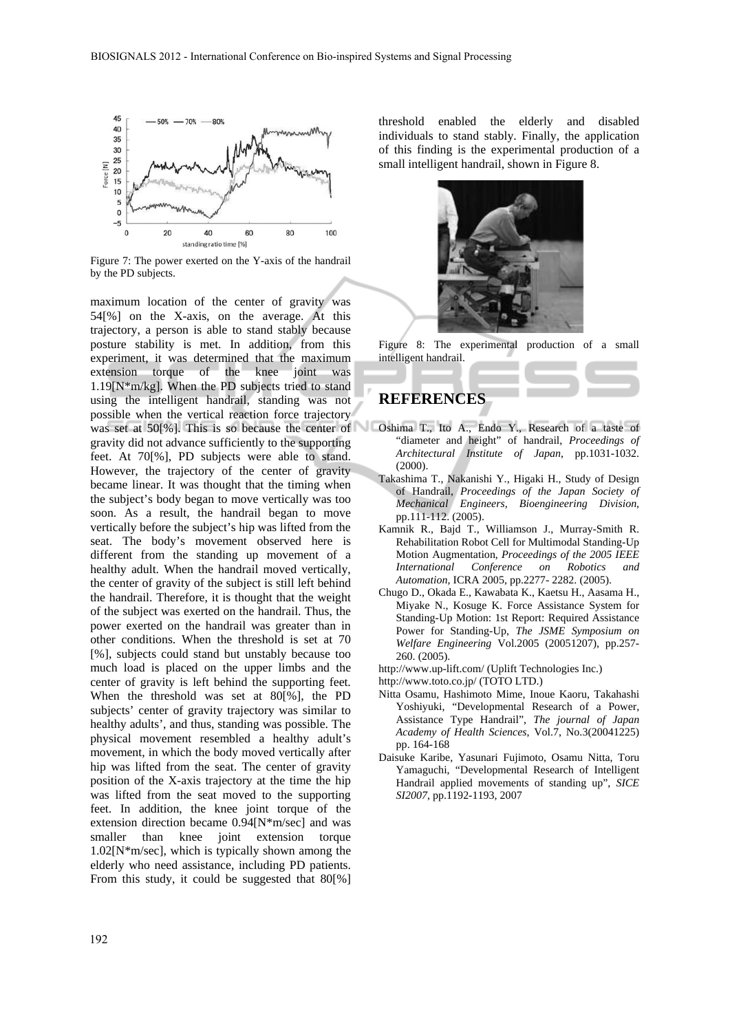45
40
35
30
25
20
15
10
5
0
−5

Force [N]

0 20 40 60 80 100

standing ratio time [%]

— 50% — 70% — 80%

Figure 7: The power exerted on the Y-axis of the handrail by the PD subjects.

maximum location of the center of gravity was 54[%] on the X-axis, on the average. At this trajectory, a person is able to stand stably because posture stability is met. In addition, from this experiment, it was determined that the maximum extension torque of the knee joint was 1.19[N*m/kg]. When the PD subjects tried to stand using the intelligent handrail, standing was not possible when the vertical reaction force trajectory was set at 50[%]. This is so because the center of gravity did not advance sufficiently to the supporting feet. At 70[%], PD subjects were able to stand. However, the trajectory of the center of gravity became linear. It was thought that the timing when the subject's body began to move vertically was too soon. As a result, the handrail began to move vertically before the subject's hip was lifted from the seat. The body's movement observed here is different from the standing up movement of a healthy adult. When the handrail moved vertically, the center of gravity of the subject is still left behind the handrail. Therefore, it is thought that the weight of the subject was exerted on the handrail. Thus, the power exerted on the handrail was greater than in other conditions. When the threshold is set at 70 [%], subjects could stand but unstably because too much load is placed on the upper limbs and the center of gravity is left behind the supporting feet. When the threshold was set at 80[%], the PD subjects' center of gravity trajectory was similar to healthy adults', and thus, standing was possible. The physical movement resembled a healthy adult's movement, in which the body moved vertically after hip was lifted from the seat. The center of gravity position of the X-axis trajectory at the time the hip was lifted from the seat moved to the supporting feet. In addition, the knee joint torque of the extension direction became 0.94[N*m/sec] and was smaller than knee joint extension torque 1.02[N*m/sec], which is typically shown among the elderly who need assistance, including PD patients. From this study, it could be suggested that 80[%] threshold enabled the elderly and disabled individuals to stand stably. Finally, the application of this finding is the experimental production of a small intelligent handrail, shown in Figure 8.

Figure 8: The experimental production of a small intelligent handrail.

## REFERENCES

Oshima T., Ito A., Endo Y., Research of a taste of "diameter and height" of handrail, *Proceedings of Architectural Institute of Japan*, pp.1031-1032. (2000).

Takashima T., Nakanishi Y., Higaki H., Study of Design of Handrail, *Proceedings of the Japan Society of Mechanical Engineers, Bioengineering Division*, pp.111-112. (2005).

Kamnik R., Bajd T., Williamson J., Murray-Smith R. Rehabilitation Robot Cell for Multimodal Standing-Up Motion Augmentation, *Proceedings of the 2005 IEEE International Conference on Robotics and Automation*, ICRA 2005, pp.2277- 2282. (2005).

Chugo D., Okada E., Kawabata K., Kaetsu H., Aasama H., Miyake N., Kosuge K. Force Assistance System for Standing-Up Motion: 1st Report: Required Assistance Power for Standing-Up, *The JSME Symposium on Welfare Engineering* Vol.2005 (20051207), pp.257-260. (2005).

http://www.up-lift.com/ (Uplift Technologies Inc.)

http://www.toto.co.jp/ (TOTO LTD.)

Nitta Osamu, Hashimoto Mime, Inoue Kaoru, Takahashi Yoshiyuki, "Developmental Research of a Power, Assistance Type Handrail", *The journal of Japan Academy of Health Sciences*, Vol.7, No.3(20041225) pp. 164-168

Daisuke Karibe, Yasunari Fujimoto, Osamu Nitta, Toru Yamaguchi, "Developmental Research of Intelligent Handrail applied movements of standing up", *SICE SI2007*, pp.1192-1193, 2007